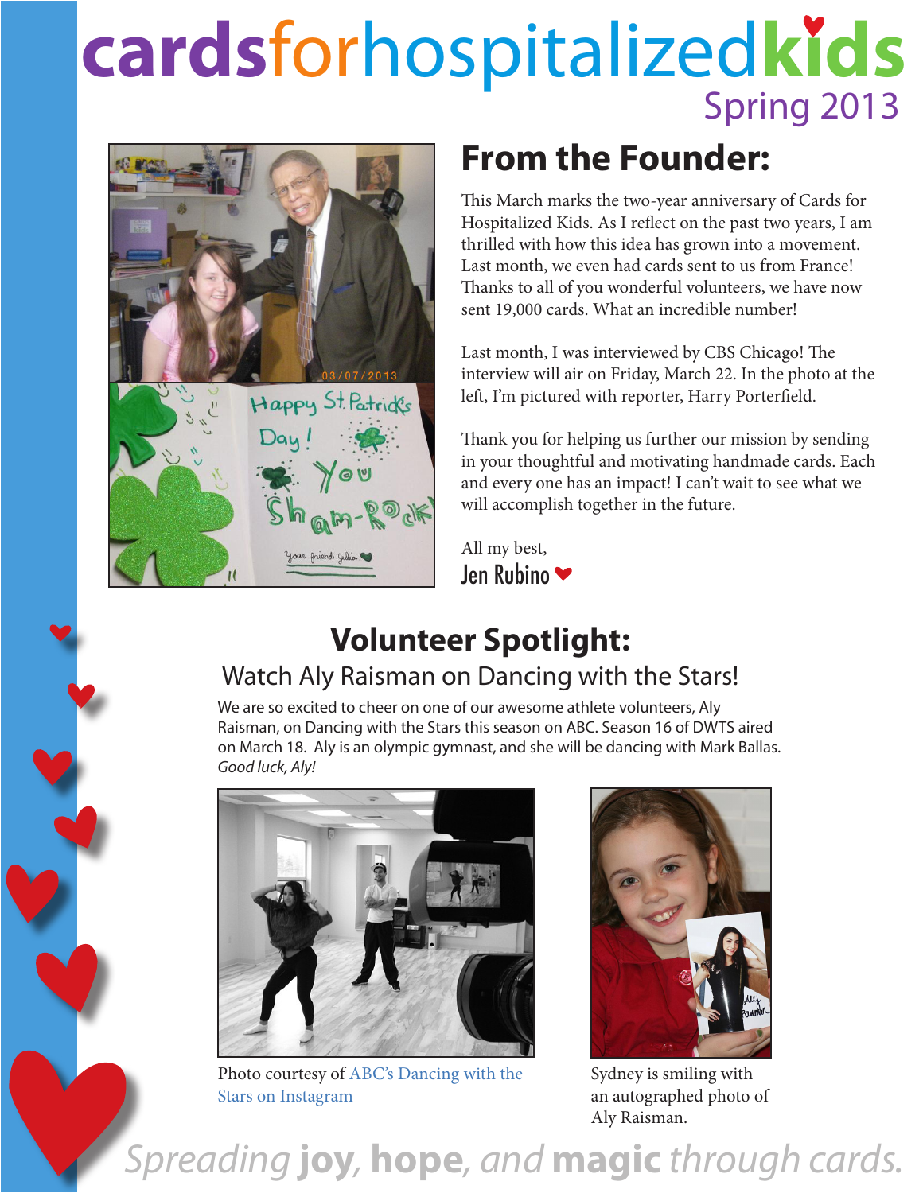# cardsforhospitalizedkids

Spring 2013

## From the Founder:

This March marks the two-year anniversary of Cards for Hospitalized Kids. As I reflect on the past two years, I am thrilled with how this idea has grown into a movement. Last month, we even had cards sent to us from France! Thanks to all of you wonderful volunteers, we have now sent 19,000 cards. What an incredible number!

Last month, I was interviewed by CBS Chicago! The interview will air on Friday, March 22. In the photo at the left, I'm pictured with reporter, Harry Porterfield.

Thank you for helping us further our mission by sending in your thoughtful and motivating handmade cards. Each and every one has an impact! I can't wait to see what we will accomplish together in the future.

All my best,
Jen Rubino

## Volunteer Spotlight:

### Watch Aly Raisman on Dancing with the Stars!

We are so excited to cheer on one of our awesome athlete volunteers, Aly Raisman, on Dancing with the Stars this season on ABC. Season 16 of DWTS aired on March 18. Aly is an olympic gymnast, and she will be dancing with Mark Ballas. *Good luck, Aly!*

Photo courtesy of ABC's Dancing with the Stars on Instagram

Sydney is smiling with an autographed photo of Aly Raisman.

*Spreading* **joy, hope,** *and* **magic** *through cards.*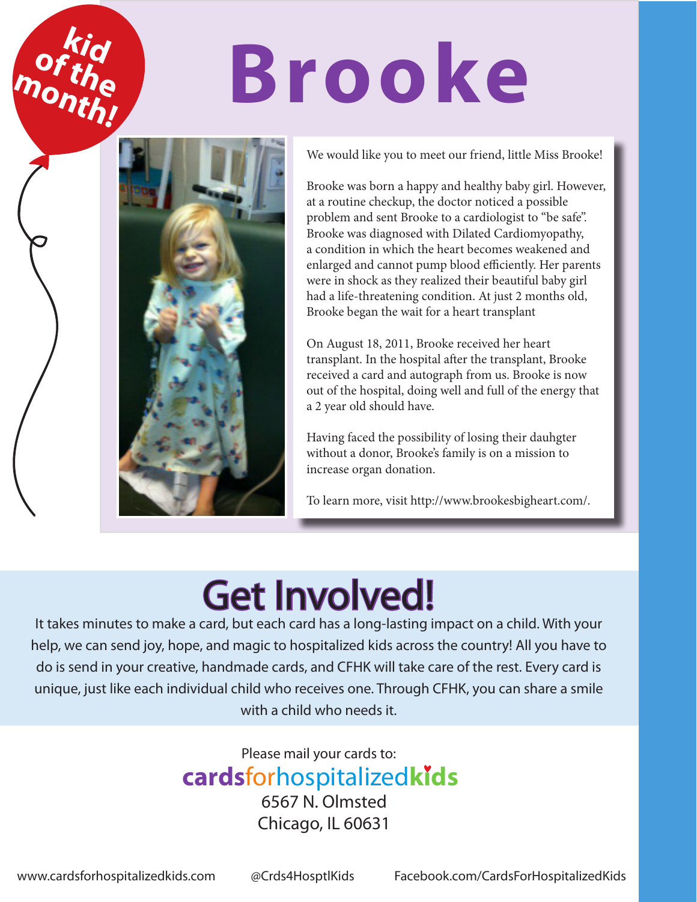kid of the month!

# Brooke

We would like you to meet our friend, little Miss Brooke!

Brooke was born a happy and healthy baby girl. However, at a routine checkup, the doctor noticed a possible problem and sent Brooke to a cardiologist to "be safe". Brooke was diagnosed with Dilated Cardiomyopathy, a condition in which the heart becomes weakened and enlarged and cannot pump blood efficiently. Her parents were in shock as they realized their beautiful baby girl had a life-threatening condition. At just 2 months old, Brooke began the wait for a heart transplant

On August 18, 2011, Brooke received her heart transplant. In the hospital after the transplant, Brooke received a card and autograph from us. Brooke is now out of the hospital, doing well and full of the energy that a 2 year old should have.

Having faced the possibility of losing their dauhgter without a donor, Brooke's family is on a mission to increase organ donation.

To learn more, visit http://www.brookesbigheart.com/.

## Get Involved!

It takes minutes to make a card, but each card has a long-lasting impact on a child. With your help, we can send joy, hope, and magic to hospitalized kids across the country! All you have to do is send in your creative, handmade cards, and CFHK will take care of the rest. Every card is unique, just like each individual child who receives one. Through CFHK, you can share a smile with a child who needs it.

Please mail your cards to:

**cardsforhospitalizedkids**

6567 N. Olmsted
Chicago, IL 60631

www.cardsforhospitalizedkids.com @Crds4HosptlKids Facebook.com/CardsForHospitalizedKids